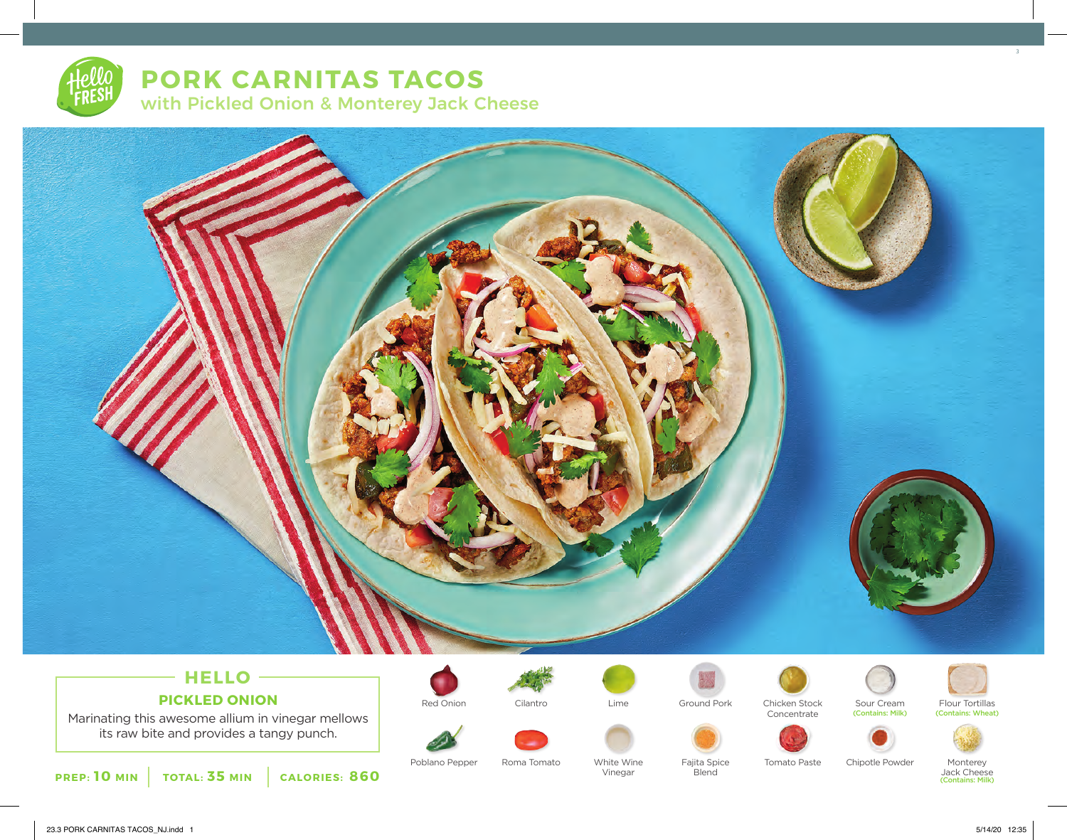# PORK CARNITAS TACOS

## with Pickled Onion & Monterey Jack Cheese

## HELLO

### PICKLED ONION

Marinating this awesome allium in vinegar mellows its raw bite and provides a tangy punch.

**PREP: 10 MIN** | **TOTAL: 35 MIN** | **CALORIES: 860**

- Red Onion
- Cilantro
- Lime
- Ground Pork
- Chicken Stock Concentrate
- Sour Cream (Contains: Milk)
- Flour Tortillas (Contains: Wheat)
- Poblano Pepper
- Roma Tomato
- White Wine Vinegar
- Fajita Spice Blend
- Tomato Paste
- Chipotle Powder
- Monterey Jack Cheese (Contains: Milk)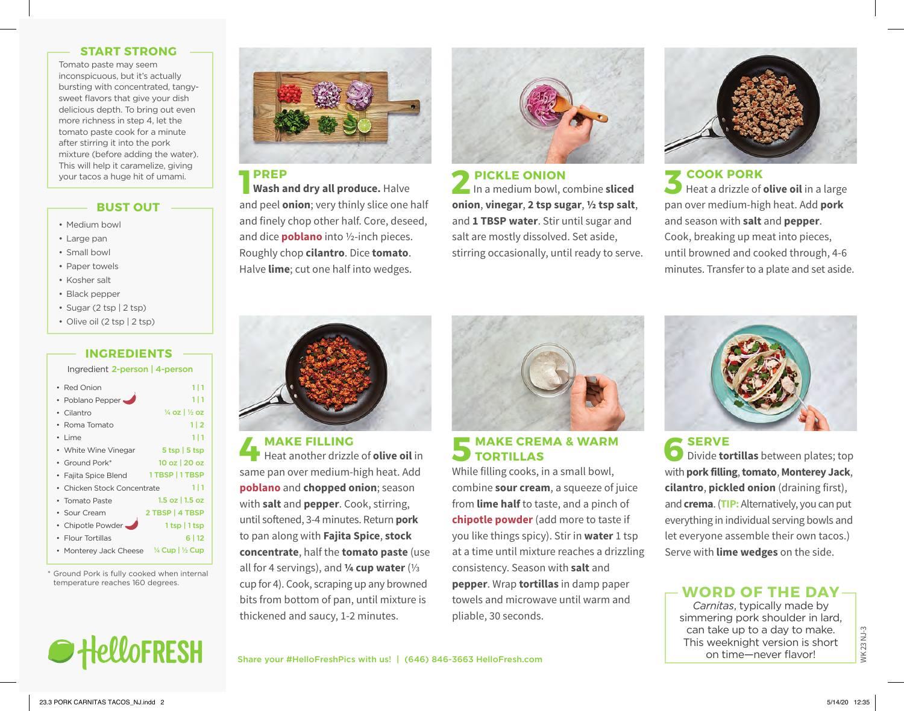## START STRONG

Tomato paste may seem inconspicuous, but it's actually bursting with concentrated, tangy-sweet flavors that give your dish delicious depth. To bring out even more richness in step 4, let the tomato paste cook for a minute after stirring it into the pork mixture (before adding the water). This will help it caramelize, giving your tacos a huge hit of umami.

## BUST OUT

- Medium bowl
- Large pan
- Small bowl
- Paper towels
- Kosher salt
- Black pepper
- Sugar (2 tsp | 2 tsp)
- Olive oil (2 tsp | 2 tsp)

## INGREDIENTS

| Ingredient | 2-person \| 4-person |
|---|---|
| Red Onion | 1 \| 1 |
| Poblano Pepper | 1 \| 1 |
| Cilantro | ¼ oz \| ½ oz |
| Roma Tomato | 1 \| 2 |
| Lime | 1 \| 1 |
| White Wine Vinegar | 5 tsp \| 5 tsp |
| Ground Pork* | 10 oz \| 20 oz |
| Fajita Spice Blend | 1 TBSP \| 1 TBSP |
| Chicken Stock Concentrate | 1 \| 1 |
| Tomato Paste | 1.5 oz \| 1.5 oz |
| Sour Cream | 2 TBSP \| 4 TBSP |
| Chipotle Powder | 1 tsp \| 1 tsp |
| Flour Tortillas | 6 \| 12 |
| Monterey Jack Cheese | ¼ Cup \| ½ Cup |

\* Ground Pork is fully cooked when internal temperature reaches 160 degrees.

## 1 PREP

**Wash and dry all produce.** Halve and peel **onion**; very thinly slice one half and finely chop other half. Core, deseed, and dice **poblano** into ½-inch pieces. Roughly chop **cilantro**. Dice **tomato**. Halve **lime**; cut one half into wedges.

## 2 PICKLE ONION

In a medium bowl, combine **sliced onion**, **vinegar**, **2 tsp sugar**, **½ tsp salt**, and **1 TBSP water**. Stir until sugar and salt are mostly dissolved. Set aside, stirring occasionally, until ready to serve.

## 3 COOK PORK

Heat a drizzle of **olive oil** in a large pan over medium-high heat. Add **pork** and season with **salt** and **pepper**. Cook, breaking up meat into pieces, until browned and cooked through, 4-6 minutes. Transfer to a plate and set aside.

## 4 MAKE FILLING

Heat another drizzle of **olive oil** in same pan over medium-high heat. Add **poblano** and **chopped onion**; season with **salt** and **pepper**. Cook, stirring, until softened, 3-4 minutes. Return **pork** to pan along with **Fajita Spice**, **stock concentrate**, half the **tomato paste** (use all for 4 servings), and **¼ cup water** (⅓ cup for 4). Cook, scraping up any browned bits from bottom of pan, until mixture is thickened and saucy, 1-2 minutes.

## 5 MAKE CREMA & WARM TORTILLAS

While filling cooks, in a small bowl, combine **sour cream**, a squeeze of juice from **lime half** to taste, and a pinch of **chipotle powder** (add more to taste if you like things spicy). Stir in **water** 1 tsp at a time until mixture reaches a drizzling consistency. Season with **salt** and **pepper**. Wrap **tortillas** in damp paper towels and microwave until warm and pliable, 30 seconds.

## 6 SERVE

Divide **tortillas** between plates; top with **pork filling**, **tomato**, **Monterey Jack**, **cilantro**, **pickled onion** (draining first), and **crema**. (**TIP:** Alternatively, you can put everything in individual serving bowls and let everyone assemble their own tacos.) Serve with **lime wedges** on the side.

## WORD OF THE DAY

*Carnitas*, typically made by simmering pork shoulder in lard, can take up to a day to make. This weeknight version is short on time—never flavor!

HelloFRESH

Share your #HelloFreshPics with us! | (646) 846-3663 HelloFresh.com

WK 23 NJ-3